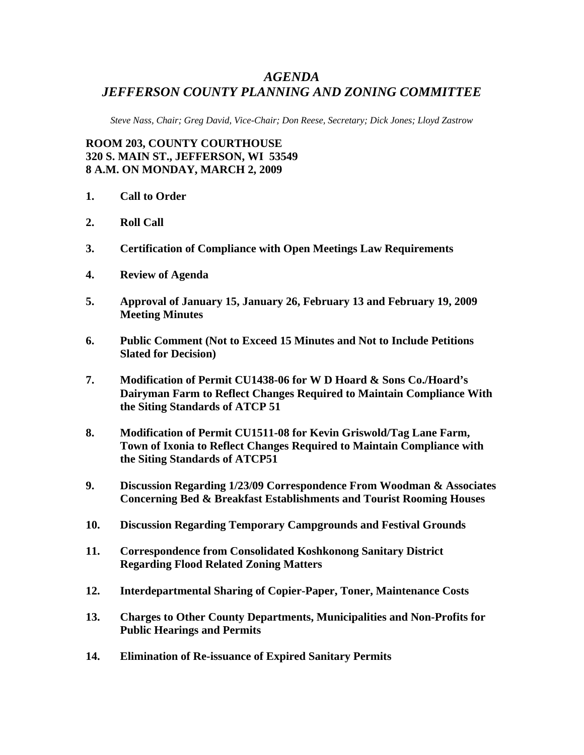# *AGENDA*
# *JEFFERSON COUNTY PLANNING AND ZONING COMMITTEE*

*Steve Nass, Chair; Greg David, Vice-Chair; Don Reese, Secretary; Dick Jones; Lloyd Zastrow*

**ROOM 203, COUNTY COURTHOUSE**
**320 S. MAIN ST., JEFFERSON, WI 53549**
**8 A.M. ON MONDAY, MARCH 2, 2009**

1. **Call to Order**

2. **Roll Call**

3. **Certification of Compliance with Open Meetings Law Requirements**

4. **Review of Agenda**

5. **Approval of January 15, January 26, February 13 and February 19, 2009 Meeting Minutes**

6. **Public Comment (Not to Exceed 15 Minutes and Not to Include Petitions Slated for Decision)**

7. **Modification of Permit CU1438-06 for W D Hoard & Sons Co./Hoard's Dairyman Farm to Reflect Changes Required to Maintain Compliance With the Siting Standards of ATCP 51**

8. **Modification of Permit CU1511-08 for Kevin Griswold/Tag Lane Farm, Town of Ixonia to Reflect Changes Required to Maintain Compliance with the Siting Standards of ATCP51**

9. **Discussion Regarding 1/23/09 Correspondence From Woodman & Associates Concerning Bed & Breakfast Establishments and Tourist Rooming Houses**

10. **Discussion Regarding Temporary Campgrounds and Festival Grounds**

11. **Correspondence from Consolidated Koshkonong Sanitary District Regarding Flood Related Zoning Matters**

12. **Interdepartmental Sharing of Copier-Paper, Toner, Maintenance Costs**

13. **Charges to Other County Departments, Municipalities and Non-Profits for Public Hearings and Permits**

14. **Elimination of Re-issuance of Expired Sanitary Permits**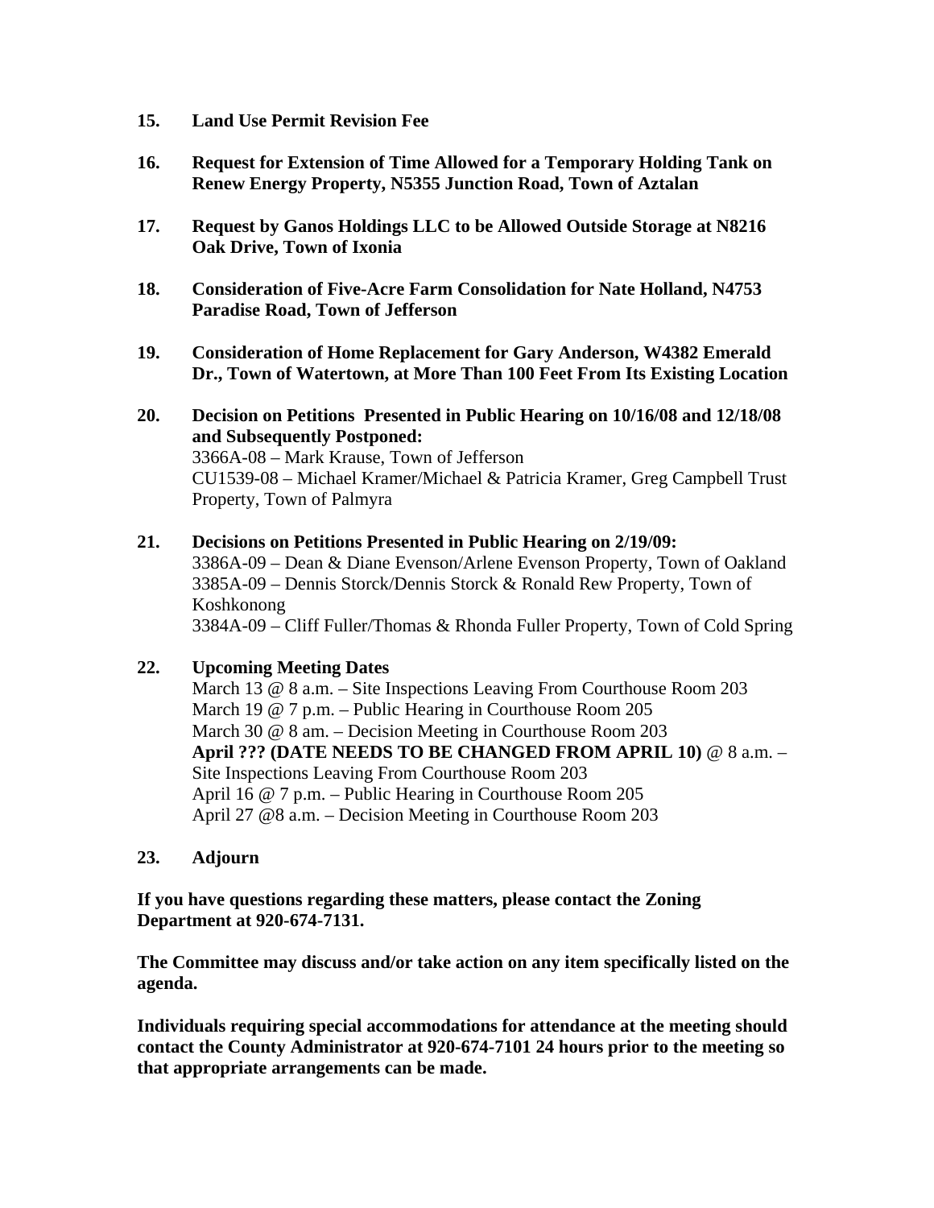**15. Land Use Permit Revision Fee**

**16. Request for Extension of Time Allowed for a Temporary Holding Tank on Renew Energy Property, N5355 Junction Road, Town of Aztalan**

**17. Request by Ganos Holdings LLC to be Allowed Outside Storage at N8216 Oak Drive, Town of Ixonia**

**18. Consideration of Five-Acre Farm Consolidation for Nate Holland, N4753 Paradise Road, Town of Jefferson**

**19. Consideration of Home Replacement for Gary Anderson, W4382 Emerald Dr., Town of Watertown, at More Than 100 Feet From Its Existing Location**

**20. Decision on Petitions Presented in Public Hearing on 10/16/08 and 12/18/08 and Subsequently Postponed:**

3366A-08 – Mark Krause, Town of Jefferson
CU1539-08 – Michael Kramer/Michael & Patricia Kramer, Greg Campbell Trust Property, Town of Palmyra

**21. Decisions on Petitions Presented in Public Hearing on 2/19/09:**

3386A-09 – Dean & Diane Evenson/Arlene Evenson Property, Town of Oakland
3385A-09 – Dennis Storck/Dennis Storck & Ronald Rew Property, Town of Koshkonong
3384A-09 – Cliff Fuller/Thomas & Rhonda Fuller Property, Town of Cold Spring

**22. Upcoming Meeting Dates**

March 13 @ 8 a.m. – Site Inspections Leaving From Courthouse Room 203
March 19 @ 7 p.m. – Public Hearing in Courthouse Room 205
March 30 @ 8 am. – Decision Meeting in Courthouse Room 203
**April ??? (DATE NEEDS TO BE CHANGED FROM APRIL 10)** @ 8 a.m. – Site Inspections Leaving From Courthouse Room 203
April 16 @ 7 p.m. – Public Hearing in Courthouse Room 205
April 27 @8 a.m. – Decision Meeting in Courthouse Room 203

**23. Adjourn**

**If you have questions regarding these matters, please contact the Zoning Department at 920-674-7131.**

**The Committee may discuss and/or take action on any item specifically listed on the agenda.**

**Individuals requiring special accommodations for attendance at the meeting should contact the County Administrator at 920-674-7101 24 hours prior to the meeting so that appropriate arrangements can be made.**